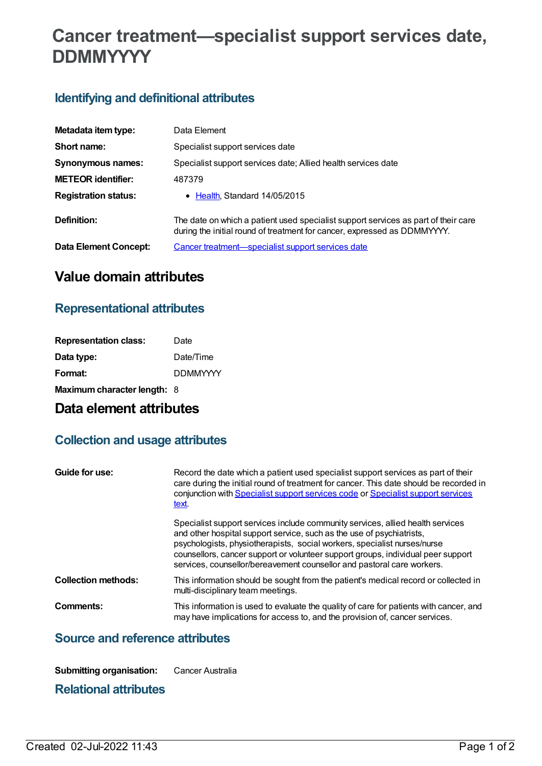# Cancer treatment—specialist support services date, DDMMYYYY

## Identifying and definitional attributes

| | |
|---|---|
| **Metadata item type:** | Data Element |
| **Short name:** | Specialist support services date |
| **Synonymous names:** | Specialist support services date; Allied health services date |
| **METEOR identifier:** | 487379 |
| **Registration status:** | • Health, Standard 14/05/2015 |
| **Definition:** | The date on which a patient used specialist support services as part of their care during the initial round of treatment for cancer, expressed as DDMMYYYY. |
| **Data Element Concept:** | Cancer treatment—specialist support services date |

# Value domain attributes

## Representational attributes

| | |
|---|---|
| **Representation class:** | Date |
| **Data type:** | Date/Time |
| **Format:** | DDMMYYYY |
| **Maximum character length:** | 8 |

# Data element attributes

## Collection and usage attributes

| | |
|---|---|
| **Guide for use:** | Record the date which a patient used specialist support services as part of their care during the initial round of treatment for cancer. This date should be recorded in conjunction with Specialist support services code or Specialist support services text.<br><br>Specialist support services include community services, allied health services and other hospital support service, such as the use of psychiatrists, psychologists, physiotherapists, social workers, specialist nurses/nurse counsellors, cancer support or volunteer support groups, individual peer support services, counsellor/bereavement counsellor and pastoral care workers. |
| **Collection methods:** | This information should be sought from the patient's medical record or collected in multi-disciplinary team meetings. |
| **Comments:** | This information is used to evaluate the quality of care for patients with cancer, and may have implications for access to, and the provision of, cancer services. |

## Source and reference attributes

| | |
|---|---|
| **Submitting organisation:** | Cancer Australia |

## Relational attributes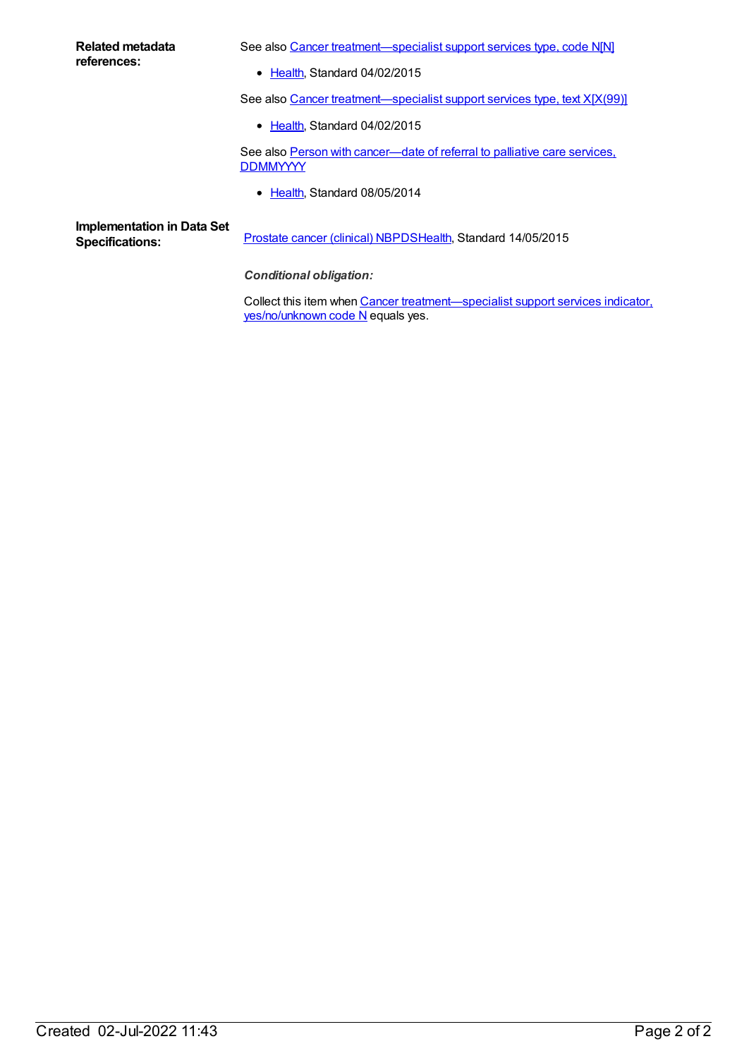**Related metadata references:**

See also Cancer treatment—specialist support services type, code N[N]

- Health, Standard 04/02/2015

See also Cancer treatment—specialist support services type, text X[X(99)]

- Health, Standard 04/02/2015

See also Person with cancer—date of referral to palliative care services, DDMMYYYY

- Health, Standard 08/05/2014

**Implementation in Data Set Specifications:**

Prostate cancer (clinical) NBPDSHealth, Standard 14/05/2015

***Conditional obligation:***

Collect this item when Cancer treatment—specialist support services indicator, yes/no/unknown code N equals yes.